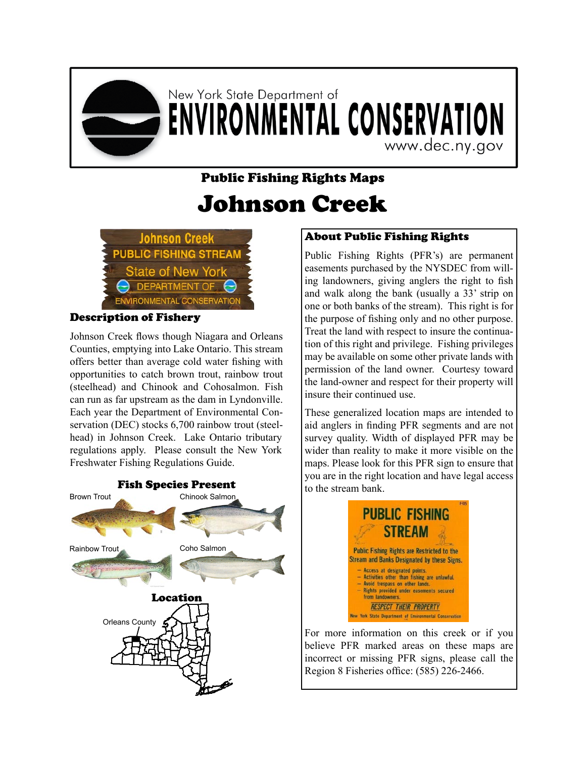New York State Department of

# ENVIRONMENTAL CONSERVATION

www.dec.ny.gov

## Public Fishing Rights Maps

# Johnson Creek

Johnson Creek
PUBLIC FISHING STREAM
State of New York
DEPARTMENT OF
ENVIRONMENTAL CONSERVATION

### Description of Fishery

Johnson Creek flows though Niagara and Orleans Counties, emptying into Lake Ontario. This stream offers better than average cold water fishing with opportunities to catch brown trout, rainbow trout (steelhead) and Chinook and Cohosalmon. Fish can run as far upstream as the dam in Lyndonville. Each year the Department of Environmental Conservation (DEC) stocks 6,700 rainbow trout (steelhead) in Johnson Creek. Lake Ontario tributary regulations apply. Please consult the New York Freshwater Fishing Regulations Guide.

### Fish Species Present

Brown Trout

Chinook Salmon

Rainbow Trout

Coho Salmon

### Location

Orleans County

### About Public Fishing Rights

Public Fishing Rights (PFR's) are permanent easements purchased by the NYSDEC from willing landowners, giving anglers the right to fish and walk along the bank (usually a 33' strip on one or both banks of the stream). This right is for the purpose of fishing only and no other purpose. Treat the land with respect to insure the continuation of this right and privilege. Fishing privileges may be available on some other private lands with permission of the land owner. Courtesy toward the land-owner and respect for their property will insure their continued use.

These generalized location maps are intended to aid anglers in finding PFR segments and are not survey quality. Width of displayed PFR may be wider than reality to make it more visible on the maps. Please look for this PFR sign to ensure that you are in the right location and have legal access to the stream bank.

PUBLIC FISHING STREAM

Public Fishing Rights are Restricted to the Stream and Banks Designated by these Signs.

- Access at designated points.
- Activities other than fishing are unlawful.
- Avoid trespass on other lands.
- Rights provided under easements secured from landowners.

RESPECT THEIR PROPERTY

New York State Department of Environmental Conservation

For more information on this creek or if you believe PFR marked areas on these maps are incorrect or missing PFR signs, please call the Region 8 Fisheries office: (585) 226-2466.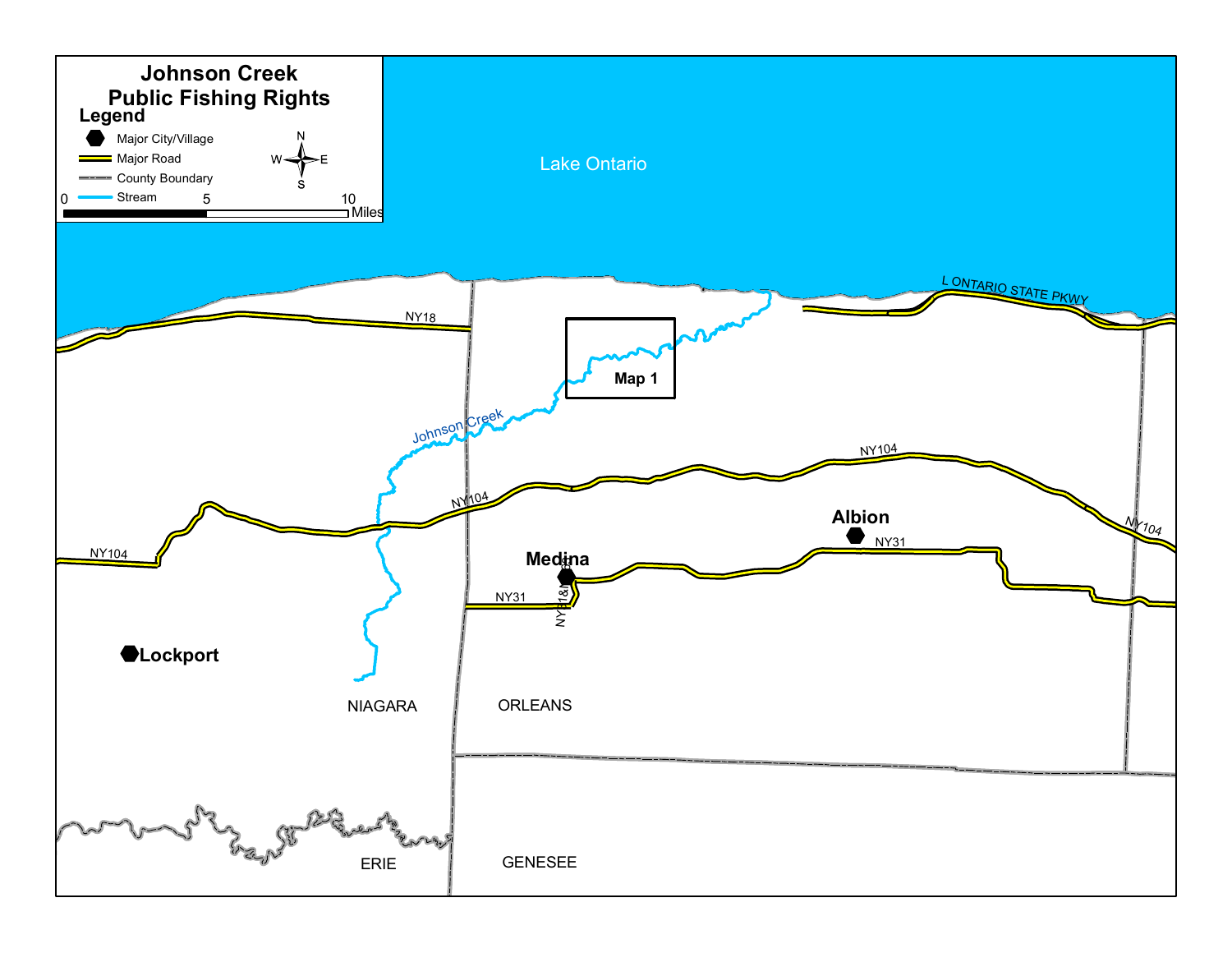# Johnson Creek Public Fishing Rights

## Legend

- Major City/Village
- Major Road
- County Boundary
- Stream

N / W / E / S

0 — 5 — 10 Miles

Lake Ontario

L ONTARIO STATE PKWY

NY18

Map 1

Johnson Creek

NY104

NY104

NY104

NY104

Albion

NY31

Medina

NY31

NY31&NY63

Lockport

NIAGARA

ORLEANS

ERIE

GENESEE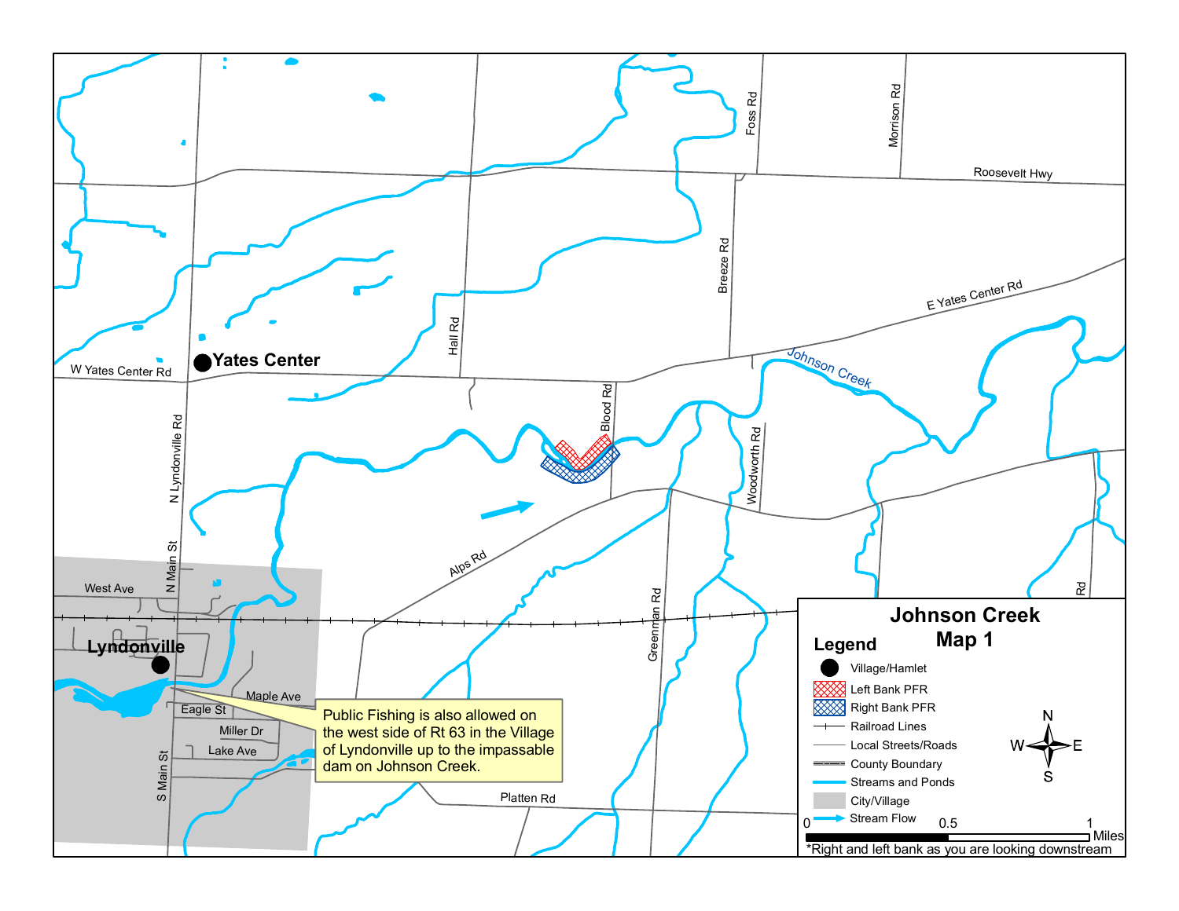# Johnson Creek
## Map 1

**Legend**

- Village/Hamlet
- Left Bank PFR
- Right Bank PFR
- Railroad Lines
- Local Streets/Roads
- County Boundary
- Streams and Ponds
- City/Village
- Stream Flow

0 0.5 1 Miles

*Right and left bank as you are looking downstream

Public Fishing is also allowed on the west side of Rt 63 in the Village of Lyndonville up to the impassable dam on Johnson Creek.

Yates Center

Lyndonville

Johnson Creek

Roosevelt Hwy

E Yates Center Rd

W Yates Center Rd

N Lyndonville Rd

N Main St

S Main St

Hall Rd

Blood Rd

Breeze Rd

Foss Rd

Morrison Rd

Woodworth Rd

Greenman Rd

Alps Rd

Platten Rd

West Ave

Maple Ave

Eagle St

Miller Dr

Lake Ave

Rd

N

W

E

S